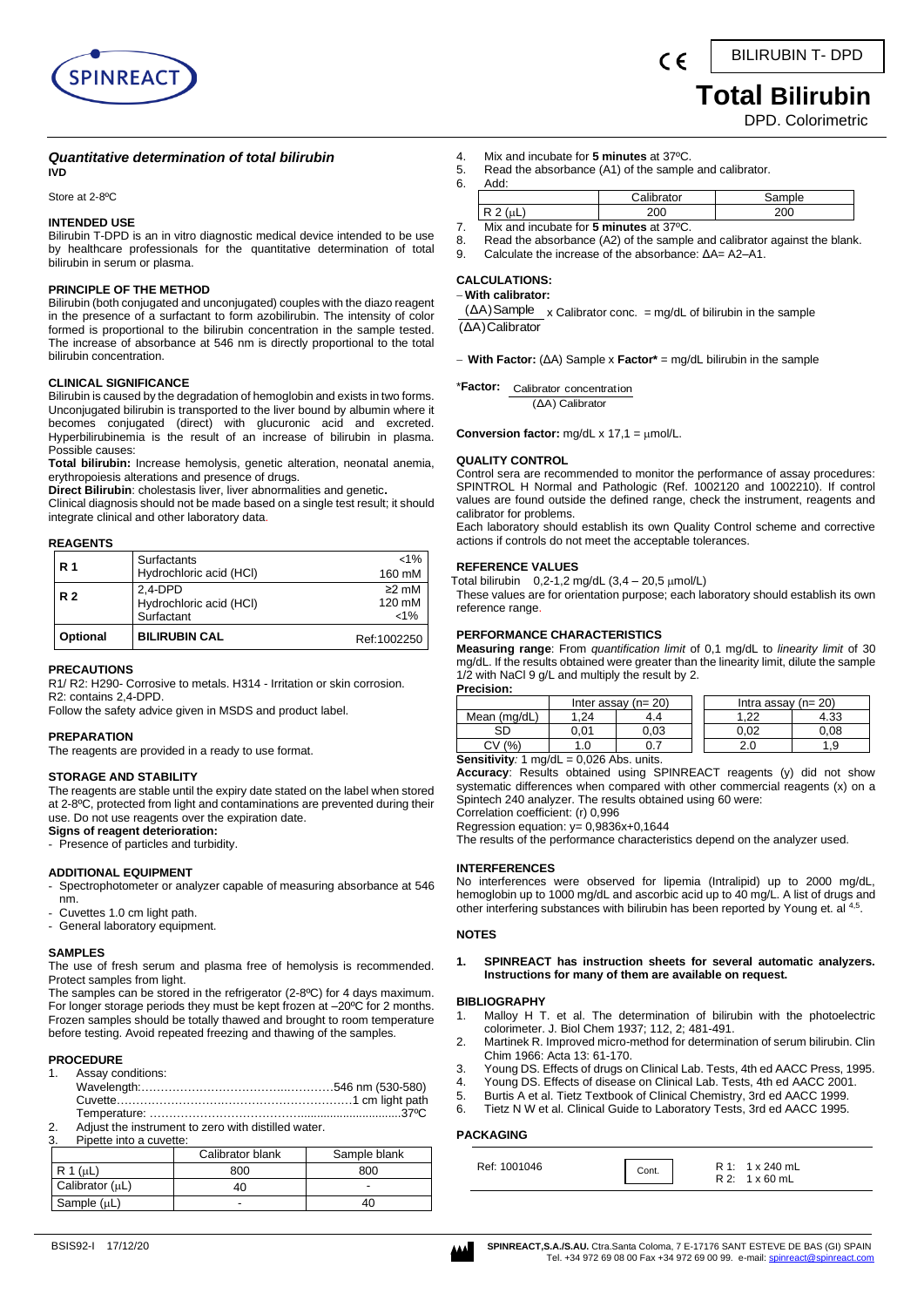BILIRUBIN T- DPD

# Total Bilirubin

DPD. Colorimetric

### *Quantitative determination of total bilirubin*

**IVD**

Store at 2-8ºC

## INTENDED USE

Bilirubin T-DPD is an in vitro diagnostic medical device intended to be use by healthcare professionals for the quantitative determination of total bilirubin in serum or plasma.

## PRINCIPLE OF THE METHOD

Bilirubin (both conjugated and unconjugated) couples with the diazo reagent in the presence of a surfactant to form azobilirubin. The intensity of color formed is proportional to the bilirubin concentration in the sample tested. The increase of absorbance at 546 nm is directly proportional to the total bilirubin concentration.

## CLINICAL SIGNIFICANCE

Bilirubin is caused by the degradation of hemoglobin and exists in two forms. Unconjugated bilirubin is transported to the liver bound by albumin where it becomes conjugated (direct) with glucuronic acid and excreted. Hyperbilirubinemia is the result of an increase of bilirubin in plasma. Possible causes:

**Total bilirubin:** Increase hemolysis, genetic alteration, neonatal anemia, erythropoiesis alterations and presence of drugs.

**Direct Bilirubin**: cholestasis liver, liver abnormalities and genetic**.**

Clinical diagnosis should not be made based on a single test result; it should integrate clinical and other laboratory data.

## REAGENTS

| | | |
|---|---|---|
| **R 1** | Surfactants<br>Hydrochloric acid (HCl) | <1%<br>160 mM |
| **R 2** | 2,4-DPD<br>Hydrochloric acid (HCl)<br>Surfactant | ≥2 mM<br>120 mM<br><1% |
| **Optional** | **BILIRUBIN CAL** | Ref:1002250 |

## PRECAUTIONS

R1/ R2: H290- Corrosive to metals. H314 - Irritation or skin corrosion.
R2: contains 2,4-DPD.
Follow the safety advice given in MSDS and product label.

## PREPARATION

The reagents are provided in a ready to use format.

## STORAGE AND STABILITY

The reagents are stable until the expiry date stated on the label when stored at 2-8ºC, protected from light and contaminations are prevented during their use. Do not use reagents over the expiration date.

**Signs of reagent deterioration:**

- Presence of particles and turbidity.

## ADDITIONAL EQUIPMENT

- Spectrophotometer or analyzer capable of measuring absorbance at 546 nm.
- Cuvettes 1.0 cm light path.
- General laboratory equipment.

## SAMPLES

The use of fresh serum and plasma free of hemolysis is recommended. Protect samples from light.

The samples can be stored in the refrigerator (2-8ºC) for 4 days maximum. For longer storage periods they must be kept frozen at –20ºC for 2 months. Frozen samples should be totally thawed and brought to room temperature before testing. Avoid repeated freezing and thawing of the samples.

## PROCEDURE

1. Assay conditions:
   Wavelength:……………………………………………546 nm (530-580)
   Cuvette:……………………………………………………1 cm light path
   Temperature: ……………………………………………………37ºC
2. Adjust the instrument to zero with distilled water.
3. Pipette into a cuvette:

| | Calibrator blank | Sample blank |
|---|---|---|
| R 1 (µL) | 800 | 800 |
| Calibrator (µL) | 40 | - |
| Sample (µL) | - | 40 |

4. Mix and incubate for **5 minutes** at 37ºC.
5. Read the absorbance (A1) of the sample and calibrator.
6. Add:

| | Calibrator | Sample |
|---|---|---|
| R 2 (µL) | 200 | 200 |

7. Mix and incubate for **5 minutes** at 37ºC.
8. Read the absorbance (A2) of the sample and calibrator against the blank.
9. Calculate the increase of the absorbance: ΔA= A2–A1.

## CALCULATIONS:

- **With calibrator:**

$$\frac{(\Delta A)\,\text{Sample}}{(\Delta A)\,\text{Calibrator}} \times \text{Calibrator conc.} = \text{mg/dL of bilirubin in the sample}$$

- **With Factor:** (ΔA) Sample x **Factor*** = mg/dL bilirubin in the sample

$$\text{*Factor: } \frac{\text{Calibrator concentration}}{(\Delta A)\ \text{Calibrator}}$$

**Conversion factor:** mg/dL x 17,1 = µmol/L.

## QUALITY CONTROL

Control sera are recommended to monitor the performance of assay procedures: SPINTROL H Normal and Pathologic (Ref. 1002120 and 1002210). If control values are found outside the defined range, check the instrument, reagents and calibrator for problems.

Each laboratory should establish its own Quality Control scheme and corrective actions if controls do not meet the acceptable tolerances.

## REFERENCE VALUES

Total bilirubin 0,2-1,2 mg/dL (3,4 – 20,5 µmol/L)

These values are for orientation purpose; each laboratory should establish its own reference range.

## PERFORMANCE CHARACTERISTICS

**Measuring range**: From *quantification limit* of 0,1 mg/dL to *linearity limit* of 30 mg/dL. If the results obtained were greater than the linearity limit, dilute the sample 1/2 with NaCl 9 g/L and multiply the result by 2.

**Precision:**

| | Inter assay (n= 20) | | Intra assay (n= 20) | |
|---|---|---|---|---|
| Mean (mg/dL) | 1,24 | 4.4 | 1,22 | 4.33 |
| SD | 0,01 | 0,03 | 0,02 | 0,08 |
| CV (%) | 1.0 | 0.7 | 2.0 | 1,9 |

**Sensitivity***:* 1 mg/dL = 0,026 Abs. units.

**Accuracy**: Results obtained using SPINREACT reagents (y) did not show systematic differences when compared with other commercial reagents (x) on a Spintech 240 analyzer. The results obtained using 60 were:

Correlation coefficient: (r) 0,996

Regression equation: y= 0,9836x+0,1644

The results of the performance characteristics depend on the analyzer used.

## INTERFERENCES

No interferences were observed for lipemia (Intralipid) up to 2000 mg/dL, hemoglobin up to 1000 mg/dL and ascorbic acid up to 40 mg/L. A list of drugs and other interfering substances with bilirubin has been reported by Young et. al [4,5].

## NOTES

1. **SPINREACT has instruction sheets for several automatic analyzers. Instructions for many of them are available on request.**

## BIBLIOGRAPHY

1. Malloy H T. et al. The determination of bilirubin with the photoelectric colorimeter. J. Biol Chem 1937; 112, 2; 481-491.
2. Martinek R. Improved micro-method for determination of serum bilirubin. Clin Chim 1966: Acta 13: 61-170.
3. Young DS. Effects of drugs on Clinical Lab. Tests, 4th ed AACC Press, 1995.
4. Young DS. Effects of disease on Clinical Lab. Tests, 4th ed AACC 2001.
5. Burtis A et al. Tietz Textbook of Clinical Chemistry, 3rd ed AACC 1999.
6. Tietz N W et al. Clinical Guide to Laboratory Tests, 3rd ed AACC 1995.

## PACKAGING

| Ref: 1001046 | Cont. | R 1: 1 x 240 mL<br>R 2: 1 x 60 mL |
|---|---|---|

BSIS92-I 17/12/20

SPINREACT,S.A./S.A.U. Ctra.Santa Coloma, 7 E-17176 SANT ESTEVE DE BAS (GI) SPAIN
Tel. +34 972 69 08 00 Fax +34 972 69 00 99. e-mail: spinreact@spinreact.com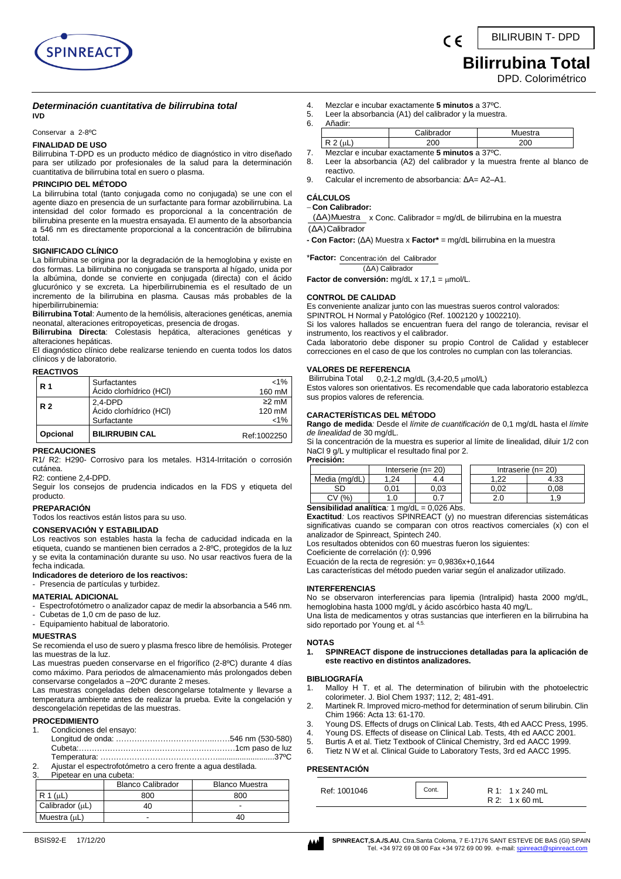# Bilirrubina Total

DPD. Colorimétrico

BILIRUBIN T- DPD

### *Determinación cuantitativa de bilirrubina total*

**IVD**

Conservar a 2-8ºC

## FINALIDAD DE USO

Bilirrubina T-DPD es un producto médico de diagnóstico in vitro diseñado para ser utilizado por profesionales de la salud para la determinación cuantitativa de bilirrubina total en suero o plasma.

## PRINCIPIO DEL MÉTODO

La bilirrubina total (tanto conjugada como no conjugada) se une con el agente diazo en presencia de un surfactante para formar azobilirrubina. La intensidad del color formado es proporcional a la concentración de bilirrubina presente en la muestra ensayada. El aumento de la absorbancia a 546 nm es directamente proporcional a la concentración de bilirrubina total.

## SIGNIFICADO CLÍNICO

La bilirrubina se origina por la degradación de la hemoglobina y existe en dos formas. La bilirrubina no conjugada se transporta al hígado, unida por la albúmina, donde se convierte en conjugada (directa) con el ácido glucurónico y se excreta. La hiperbilirrubinemia es el resultado de un incremento de la bilirrubina en plasma. Causas más probables de la hiperbilirrubinemia:

**Bilirrubina Total**: Aumento de la hemólisis, alteraciones genéticas, anemia neonatal, alteraciones eritropoyeticas, presencia de drogas.

**Bilirrubina Directa**: Colestasis hepática, alteraciones genéticas y alteraciones hepáticas.

El diagnóstico clínico debe realizarse teniendo en cuenta todos los datos clínicos y de laboratorio.

## REACTIVOS

| | | |
|---|---|---|
| **R 1** | Surfactantes<br>Ácido clorhídrico (HCl) | <1%<br>160 mM |
| **R 2** | 2,4-DPD<br>Ácido clorhídrico (HCl)<br>Surfactante | ≥2 mM<br>120 mM<br><1% |
| **Opcional** | **BILIRRUBIN CAL** | Ref:1002250 |

## PRECAUCIONES

R1/ R2: H290- Corrosivo para los metales. H314-Irritación o corrosión cutánea.

R2: contiene 2,4-DPD.

Seguir los consejos de prudencia indicados en la FDS y etiqueta del producto.

## PREPARACIÓN

Todos los reactivos están listos para su uso.

## CONSERVACIÓN Y ESTABILIDAD

Los reactivos son estables hasta la fecha de caducidad indicada en la etiqueta, cuando se mantienen bien cerrados a 2-8ºC, protegidos de la luz y se evita la contaminación durante su uso. No usar reactivos fuera de la fecha indicada.

**Indicadores de deterioro de los reactivos:**

- Presencia de partículas y turbidez.

## MATERIAL ADICIONAL

- Espectrofotómetro o analizador capaz de medir la absorbancia a 546 nm.
- Cubetas de 1,0 cm de paso de luz.
- Equipamiento habitual de laboratorio.

## MUESTRAS

Se recomienda el uso de suero y plasma fresco libre de hemólisis. Proteger las muestras de la luz.

Las muestras pueden conservarse en el frigorífico (2-8ºC) durante 4 días como máximo. Para periodos de almacenamiento más prolongados deben conservarse congelados a –20ºC durante 2 meses.

Las muestras congeladas deben descongelarse totalmente y llevarse a temperatura ambiente antes de realizar la prueba. Evite la congelación y descongelación repetidas de las muestras.

## PROCEDIMIENTO

1. Condiciones del ensayo:
   Longitud de onda: ……………………………………546 nm (530-580)
   Cubeta:……………………………………………………1cm paso de luz
   Temperatura: ………………………………………………………37ºC
2. Ajustar el espectrofotómetro a cero frente a agua destilada.
3. Pipetear en una cubeta:

| | Blanco Calibrador | Blanco Muestra |
|---|---|---|
| R 1 (μL) | 800 | 800 |
| Calibrador (μL) | 40 | - |
| Muestra (μL) | - | 40 |

4. Mezclar e incubar exactamente **5 minutos** a 37ºC.
5. Leer la absorbancia (A1) del calibrador y la muestra.
6. Añadir:

| | Calibrador | Muestra |
|---|---|---|
| R 2 (μL) | 200 | 200 |

7. Mezclar e incubar exactamente **5 minutos** a 37ºC.
8. Leer la absorbancia (A2) del calibrador y la muestra frente al blanco de reactivo.
9. Calcular el incremento de absorbancia: ΔA= A2–A1.

## CÁLCULOS

– **Con Calibrador:**

$$\frac{(\Delta A)\,\text{Muestra}}{(\Delta A)\,\text{Calibrador}} \times \text{Conc. Calibrador} = \text{mg/dL de bilirrubina en la muestra}$$

**- Con Factor:** (ΔA) Muestra x **Factor\*** = mg/dL bilirrubina en la muestra

$$^{*}\textbf{Factor:}\ \frac{\text{Concentración del Calibrador}}{(\Delta A)\ \text{Calibrador}}$$

**Factor de conversión:** mg/dL x 17,1 = μmol/L.

## CONTROL DE CALIDAD

Es conveniente analizar junto con las muestras sueros control valorados: SPINTROL H Normal y Patológico (Ref. 1002120 y 1002210).

Si los valores hallados se encuentran fuera del rango de tolerancia, revisar el instrumento, los reactivos y el calibrador.

Cada laboratorio debe disponer su propio Control de Calidad y establecer correcciones en el caso de que los controles no cumplan con las tolerancias.

## VALORES DE REFERENCIA

Bilirrubina Total 0,2-1,2 mg/dL (3,4-20,5 μmol/L)

Estos valores son orientativos. Es recomendable que cada laboratorio establezca sus propios valores de referencia.

## CARACTERÍSTICAS DEL MÉTODO

**Rango de medida**: Desde el *límite de cuantificación* de 0,1 mg/dL hasta el *límite de linealidad* de 30 mg/dL.

Si la concentración de la muestra es superior al límite de linealidad, diluir 1/2 con NaCl 9 g/L y multiplicar el resultado final por 2.

**Precisión:**

| | Interserie (n= 20) | | Intraserie (n= 20) | |
|---|---|---|---|---|
| Media (mg/dL) | 1,24 | 4.4 | 1,22 | 4.33 |
| SD | 0,01 | 0,03 | 0,02 | 0,08 |
| CV (%) | 1.0 | 0.7 | 2.0 | 1,9 |

**Sensibilidad analítica**: 1 mg/dL = 0,026 Abs.

**Exactitud**: Los reactivos SPINREACT (y) no muestran diferencias sistemáticas significativas cuando se comparan con otros reactivos comerciales (x) con el analizador de Spinreact, Spintech 240.

Los resultados obtenidos con 60 muestras fueron los siguientes:

Coeficiente de correlación (r): 0,996

Ecuación de la recta de regresión: y= 0,9836x+0,1644

Las características del método pueden variar según el analizador utilizado.

## INTERFERENCIAS

No se observaron interferencias para lipemia (Intralipid) hasta 2000 mg/dL, hemoglobina hasta 1000 mg/dL y ácido ascórbico hasta 40 mg/L.

Una lista de medicamentos y otras sustancias que interfieren en la bilirrubina ha sido reportado por Young et. al [4,5].

## NOTAS

1. **SPINREACT dispone de instrucciones detalladas para la aplicación de este reactivo en distintos analizadores.**

## BIBLIOGRAFÍA

1. Malloy H T. et al. The determination of bilirubin with the photoelectric colorimeter. J. Biol Chem 1937; 112, 2; 481-491.
2. Martinek R. Improved micro-method for determination of serum bilirubin. Clin Chim 1966: Acta 13: 61-170.
3. Young DS. Effects of drugs on Clinical Lab. Tests, 4th ed AACC Press, 1995.
4. Young DS. Effects of disease on Clinical Lab. Tests, 4th ed AACC 2001.
5. Burtis A et al. Tietz Textbook of Clinical Chemistry, 3rd ed AACC 1999.
6. Tietz N W et al. Clinical Guide to Laboratory Tests, 3rd ed AACC 1995.

## PRESENTACIÓN

| Ref: 1001046 | Cont. | R 1: 1 x 240 mL<br>R 2: 1 x 60 mL |
|---|---|---|

BSIS92-E 17/12/20

**SPINREACT,S.A./S.A.U.** Ctra.Santa Coloma, 7 E-17176 SANT ESTEVE DE BAS (GI) SPAIN
Tel. +34 972 69 08 00 Fax +34 972 69 00 99. e-mail: spinreact@spinreact.com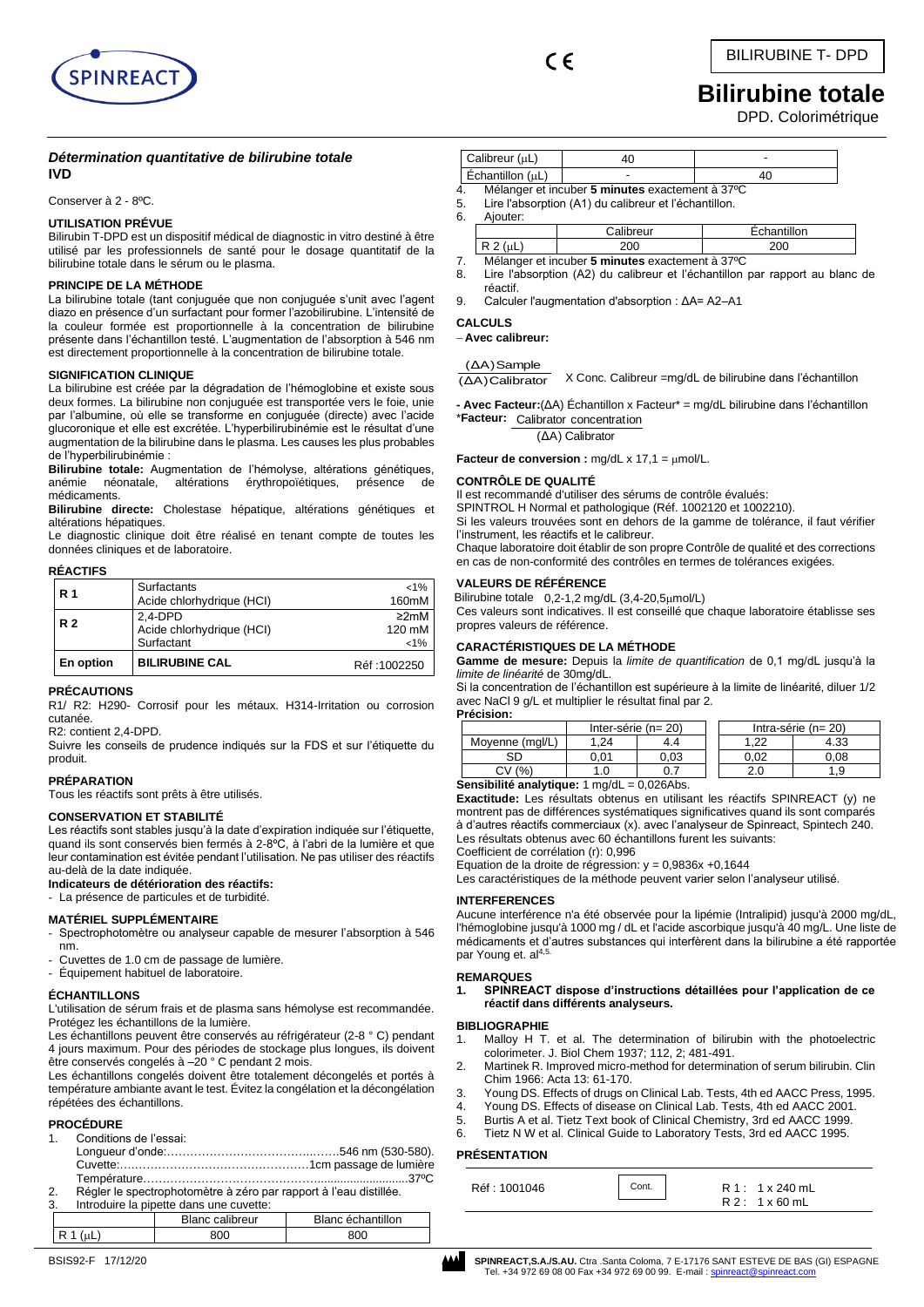# Bilirubine totale

DPD. Colorimétrique

BILIRUBINE T- DPD

### *Détermination quantitative de bilirubine totale*

**IVD**

Conserver à 2 - 8ºC.

#### UTILISATION PRÉVUE

Bilirubin T-DPD est un dispositif médical de diagnostic in vitro destiné à être utilisé par les professionnels de santé pour le dosage quantitatif de la bilirubine totale dans le sérum ou le plasma.

#### PRINCIPE DE LA MÉTHODE

La bilirubine totale (tant conjuguée que non conjuguée s'unit avec l'agent diazo en présence d'un surfactant pour former l'azobilirubine. L'intensité de la couleur formée est proportionnelle à la concentration de bilirubine présente dans l'échantillon testé. L'augmentation de l'absorption à 546 nm est directement proportionnelle à la concentration de bilirubine totale.

#### SIGNIFICATION CLINIQUE

La bilirubine est créée par la dégradation de l'hémoglobine et existe sous deux formes. La bilirubine non conjuguée est transportée vers le foie, unie par l'albumine, où elle se transforme en conjuguée (directe) avec l'acide glucoronique et elle est excrétée. L'hyperbilirubinémie est le résultat d'une augmentation de la bilirubine dans le plasma. Les causes les plus probables de l'hyperbilirubinémie :

**Bilirubine totale:** Augmentation de l'hémolyse, altérations génétiques, anémie néonatale, altérations érythropoïétiques, présence de médicaments.

**Bilirubine directe:** Cholestase hépatique, altérations génétiques et altérations hépatiques.

Le diagnostic clinique doit être réalisé en tenant compte de toutes les données cliniques et de laboratoire.

#### RÉACTIFS

| | | |
|---|---|---|
| **R 1** | Surfactants<br>Acide chlorhydrique (HCl) | <1%<br>160mM |
| **R 2** | 2,4-DPD<br>Acide chlorhydrique (HCl)<br>Surfactant | ≥2mM<br>120 mM<br><1% |
| **En option** | **BILIRUBINE CAL** | Réf :1002250 |

#### PRÉCAUTIONS

R1/ R2: H290- Corrosif pour les métaux. H314-Irritation ou corrosion cutanée.

R2: contient 2,4-DPD.

Suivre les conseils de prudence indiqués sur la FDS et sur l'étiquette du produit.

#### PRÉPARATION

Tous les réactifs sont prêts à être utilisés.

#### CONSERVATION ET STABILITÉ

Les réactifs sont stables jusqu'à la date d'expiration indiquée sur l'étiquette, quand ils sont conservés bien fermés à 2-8ºC, à l'abri de la lumière et que leur contamination est évitée pendant l'utilisation. Ne pas utiliser des réactifs au-delà de la date indiquée.

**Indicateurs de détérioration des réactifs:**

- La présence de particules et de turbidité.

#### MATÉRIEL SUPPLÉMENTAIRE

- Spectrophotomètre ou analyseur capable de mesurer l'absorption à 546 nm.
- Cuvettes de 1.0 cm de passage de lumière.
- Équipement habituel de laboratoire.

#### ÉCHANTILLONS

L'utilisation de sérum frais et de plasma sans hémolyse est recommandée. Protégez les échantillons de la lumière.

Les échantillons peuvent être conservés au réfrigérateur (2-8 ° C) pendant 4 jours maximum. Pour des périodes de stockage plus longues, ils doivent être conservés congelés à –20 ° C pendant 2 mois.

Les échantillons congelés doivent être totalement décongelés et portés à température ambiante avant le test. Évitez la congélation et la décongélation répétées des échantillons.

#### PROCÉDURE

1. Conditions de l'essai:
   Longueur d'onde:…………………………………..…….546 nm (530-580).
   Cuvette:…………………………………………1cm passage de lumière
   Température……………………………………….........................37ºC
2. Régler le spectrophotomètre à zéro par rapport à l'eau distillée.
3. Introduire la pipette dans une cuvette:

| | Blanc calibreur | Blanc échantillon |
|---|---|---|
| R 1 (µL) | 800 | 800 |
| Calibreur (µL) | 40 | - |
| Échantillon (µL) | - | 40 |

4. Mélanger et incuber **5 minutes** exactement à 37ºC
5. Lire l'absorption (A1) du calibreur et l'échantillon.
6. Ajouter:

| | Calibreur | Échantillon |
|---|---|---|
| R 2 (µL) | 200 | 200 |

7. Mélanger et incuber **5 minutes** exactement à 37ºC
8. Lire l'absorption (A2) du calibreur et l'échantillon par rapport au blanc de réactif.
9. Calculer l'augmentation d'absorption : ΔA= A2–A1

#### CALCULS

– **Avec calibreur:**

$$\frac{(\Delta A)\,\text{Sample}}{(\Delta A)\,\text{Calibrator}} \times \text{Conc. Calibreur} = \text{mg/dL de bilirubine dans l'échantillon}$$

**- Avec Facteur:**(ΔA) Échantillon x Facteur* = mg/dL bilirubine dans l'échantillon

$$\text{*Facteur: } \frac{\text{Calibrator concentration}}{(\Delta A)\,\text{Calibrator}}$$

**Facteur de conversion :** mg/dL x 17,1 = µmol/L.

#### CONTRÔLE DE QUALITÉ

Il est recommandé d'utiliser des sérums de contrôle évalués:

SPINTROL H Normal et pathologique (Réf. 1002120 et 1002210).

Si les valeurs trouvées sont en dehors de la gamme de tolérance, il faut vérifier l'instrument, les réactifs et le calibreur.

Chaque laboratoire doit établir de son propre Contrôle de qualité et des corrections en cas de non-conformité des contrôles en termes de tolérances exigées.

#### VALEURS DE RÉFÉRENCE

Bilirubine totale 0,2-1,2 mg/dL (3,4-20,5µmol/L)

Ces valeurs sont indicatives. Il est conseillé que chaque laboratoire établisse ses propres valeurs de référence.

#### CARACTÉRISTIQUES DE LA MÉTHODE

**Gamme de mesure:** Depuis la *limite de quantification* de 0,1 mg/dL jusqu'à la *limite de linéarité* de 30mg/dL.

Si la concentration de l'échantillon est supérieure à la limite de linéarité, diluer 1/2 avec NaCl 9 g/L et multiplier le résultat final par 2.

**Précision:**

| | Inter-série (n= 20) | | Intra-série (n= 20) | |
|---|---|---|---|---|
| Moyenne (mg/L) | 1,24 | 4.4 | 1,22 | 4.33 |
| SD | 0,01 | 0,03 | 0,02 | 0,08 |
| CV (%) | 1.0 | 0.7 | 2.0 | 1,9 |

**Sensibilité analytique:** 1 mg/dL = 0,026Abs.

**Exactitude:** Les résultats obtenus en utilisant les réactifs SPINREACT (y) ne montrent pas de différences systématiques significatives quand ils sont comparés à d'autres réactifs commerciaux (x). avec l'analyseur de Spinreact, Spintech 240.

Les résultats obtenus avec 60 échantillons furent les suivants:

Coefficient de corrélation (r): 0,996

Equation de la droite de régression: y = 0,9836x +0,1644

Les caractéristiques de la méthode peuvent varier selon l'analyseur utilisé.

#### INTERFERENCES

Aucune interférence n'a été observée pour la lipémie (Intralipid) jusqu'à 2000 mg/dL, l'hémoglobine jusqu'à 1000 mg / dL et l'acide ascorbique jusqu'à 40 mg/L. Une liste de médicaments et d'autres substances qui interfèrent dans la bilirubine a été rapportée par Young et. al[4,5].

#### REMARQUES

1. **SPINREACT dispose d'instructions détaillées pour l'application de ce réactif dans différents analyseurs.**

#### BIBLIOGRAPHIE

1. Malloy H T. et al. The determination of bilirubin with the photoelectric colorimeter. J. Biol Chem 1937; 112, 2; 481-491.
2. Martinek R. Improved micro-method for determination of serum bilirubin. Clin Chim 1966: Acta 13: 61-170.
3. Young DS. Effects of drugs on Clinical Lab. Tests, 4th ed AACC Press, 1995.
4. Young DS. Effects of disease on Clinical Lab. Tests, 4th ed AACC 2001.
5. Burtis A et al. Tietz Text book of Clinical Chemistry, 3rd ed AACC 1999.
6. Tietz N W et al. Clinical Guide to Laboratory Tests, 3rd ed AACC 1995.

#### PRÉSENTATION

| Réf : 1001046 | Cont. | R 1 : 1 x 240 mL<br>R 2 : 1 x 60 mL |
|---|---|---|

BSIS92-F 17/12/20

SPINREACT,S.A./S.AU. Ctra .Santa Coloma, 7 E-17176 SANT ESTEVE DE BAS (GI) ESPAGNE Tel. +34 972 69 08 00 Fax +34 972 69 00 99. E-mail : spinreact@spinreact.com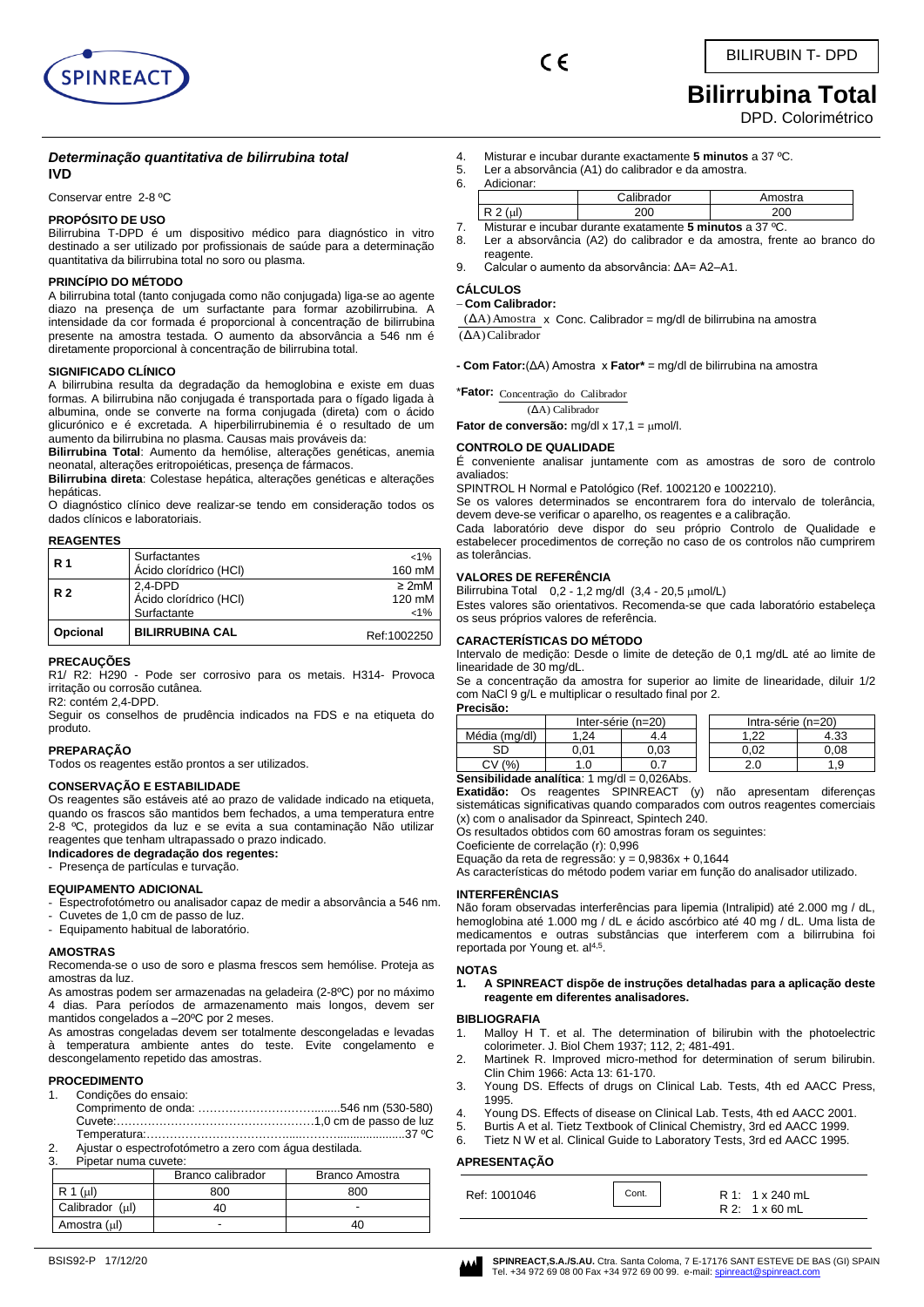BILIRUBIN T- DPD

# Bilirrubina Total

DPD. Colorimétrico

### *Determinação quantitativa de bilirrubina total*

**IVD**

Conservar entre 2-8 ºC

#### PROPÓSITO DE USO

Bilirrubina T-DPD é um dispositivo médico para diagnóstico in vitro destinado a ser utilizado por profissionais de saúde para a determinação quantitativa da bilirrubina total no soro ou plasma.

#### PRINCÍPIO DO MÉTODO

A bilirrubina total (tanto conjugada como não conjugada) liga-se ao agente diazo na presença de um surfactante para formar azobilirrubina. A intensidade da cor formada é proporcional à concentração de bilirrubina presente na amostra testada. O aumento da absorvância a 546 nm é diretamente proporcional à concentração de bilirrubina total.

#### SIGNIFICADO CLÍNICO

A bilirrubina resulta da degradação da hemoglobina e existe em duas formas. A bilirrubina não conjugada é transportada para o fígado ligada à albumina, onde se converte na forma conjugada (direta) com o ácido glicurónico e é excretada. A hiperbilirrubinemia é o resultado de um aumento da bilirrubina no plasma. Causas mais prováveis da:

**Bilirrubina Total**: Aumento da hemólise, alterações genéticas, anemia neonatal, alterações eritropoiéticas, presença de fármacos.

**Bilirrubina direta**: Colestase hepática, alterações genéticas e alterações hepáticas.

O diagnóstico clínico deve realizar-se tendo em consideração todos os dados clínicos e laboratoriais.

#### REAGENTES

| | | |
|---|---|---|
| **R 1** | Surfactantes<br>Ácido clorídrico (HCl) | <1%<br>160 mM |
| **R 2** | 2,4-DPD<br>Ácido clorídrico (HCl)<br>Surfactante | ≥ 2mM<br>120 mM<br><1% |
| **Opcional** | **BILIRRUBINA CAL** | Ref:1002250 |

#### PRECAUÇÕES

R1/ R2: H290 - Pode ser corrosivo para os metais. H314- Provoca irritação ou corrosão cutânea.

R2: contém 2,4-DPD.

Seguir os conselhos de prudência indicados na FDS e na etiqueta do produto.

#### PREPARAÇÃO

Todos os reagentes estão prontos a ser utilizados.

#### CONSERVAÇÃO E ESTABILIDADE

Os reagentes são estáveis até ao prazo de validade indicado na etiqueta, quando os frascos são mantidos bem fechados, a uma temperatura entre 2-8 ºC, protegidos da luz e se evita a sua contaminação Não utilizar reagentes que tenham ultrapassado o prazo indicado.

**Indicadores de degradação dos regentes:**

- Presença de partículas e turvação.

#### EQUIPAMENTO ADICIONAL

- Espectrofotómetro ou analisador capaz de medir a absorvância a 546 nm.
- Cuvetes de 1,0 cm de passo de luz.
- Equipamento habitual de laboratório.

#### AMOSTRAS

Recomenda-se o uso de soro e plasma frescos sem hemólise. Proteja as amostras da luz.

As amostras podem ser armazenadas na geladeira (2-8ºC) por no máximo 4 dias. Para períodos de armazenamento mais longos, devem ser mantidos congelados a –20ºC por 2 meses.

As amostras congeladas devem ser totalmente descongeladas e levadas à temperatura ambiente antes do teste. Evite congelamento e descongelamento repetido das amostras.

#### PROCEDIMENTO

1. Condições do ensaio:
   Comprimento de onda: ......................................546 nm (530-580)
   Cuvete:......................................................1,0 cm de passo de luz
   Temperatura:........................................................................37 ºC
2. Ajustar o espectrofotómetro a zero com água destilada.
3. Pipetar numa cuvete:

| | Branco calibrador | Branco Amostra |
|---|---|---|
| R 1 (µl) | 800 | 800 |
| Calibrador (µl) | 40 | - |
| Amostra (µl) | - | 40 |

4. Misturar e incubar durante exactamente **5 minutos** a 37 ºC.
5. Ler a absorvância (A1) do calibrador e da amostra.
6. Adicionar:

| | Calibrador | Amostra |
|---|---|---|
| R 2 (µl) | 200 | 200 |

7. Misturar e incubar durante exatamente **5 minutos** a 37 ºC.
8. Ler a absorvância (A2) do calibrador e da amostra, frente ao branco do reagente.
9. Calcular o aumento da absorvância: $\Delta A = A2 - A1$.

#### CÁLCULOS

– **Com Calibrador:**

$$\frac{(\Delta A)\text{ Amostra}}{(\Delta A)\text{ Calibrador}} \times \text{Conc. Calibrador} = \text{mg/dl de bilirrubina na amostra}$$

**- Com Fator:**(ΔA) Amostra x **Fator\*** = mg/dl de bilirrubina na amostra

\***Fator:** $\dfrac{\text{Concentração do Calibrador}}{(\Delta A)\text{ Calibrador}}$

**Fator de conversão:** mg/dl x 17,1 = µmol/l.

#### CONTROLO DE QUALIDADE

É conveniente analisar juntamente com as amostras de soro de controlo avaliados:

SPINTROL H Normal e Patológico (Ref. 1002120 e 1002210).

Se os valores determinados se encontrarem fora do intervalo de tolerância, devem deve-se verificar o aparelho, os reagentes e a calibração.

Cada laboratório deve dispor do seu próprio Controlo de Qualidade e estabelecer procedimentos de correção no caso de os controlos não cumprirem as tolerâncias.

#### VALORES DE REFERÊNCIA

Bilirrubina Total 0,2 - 1,2 mg/dl (3,4 - 20,5 µmol/L)

Estes valores são orientativos. Recomenda-se que cada laboratório estabeleça os seus próprios valores de referência.

#### CARACTERÍSTICAS DO MÉTODO

Intervalo de medição: Desde o limite de deteção de 0,1 mg/dL até ao limite de linearidade de 30 mg/dL.

Se a concentração da amostra for superior ao limite de linearidade, diluir 1/2 com NaCl 9 g/L e multiplicar o resultado final por 2.

**Precisão:**

| | Inter-série (n=20) | | Intra-série (n=20) | |
|---|---|---|---|---|
| Média (mg/dl) | 1,24 | 4.4 | 1,22 | 4.33 |
| SD | 0,01 | 0,03 | 0,02 | 0,08 |
| CV (%) | 1.0 | 0.7 | 2.0 | 1,9 |

**Sensibilidade analítica**: 1 mg/dl = 0,026Abs.

**Exatidão:** Os reagentes SPINREACT (y) não apresentam diferenças sistemáticas significativas quando comparados com outros reagentes comerciais (x) com o analisador da Spinreact, Spintech 240.

Os resultados obtidos com 60 amostras foram os seguintes:

Coeficiente de correlação (r): 0,996

Equação da reta de regressão: y = 0,9836x + 0,1644

As características do método podem variar em função do analisador utilizado.

#### INTERFERÊNCIAS

Não foram observadas interferências para lipemia (Intralipid) até 2.000 mg / dL, hemoglobina até 1.000 mg / dL e ácido ascórbico até 40 mg / dL. Uma lista de medicamentos e outras substâncias que interferem com a bilirrubina foi reportada por Young et. al[4,5].

#### NOTAS

1. **A SPINREACT dispõe de instruções detalhadas para a aplicação deste reagente em diferentes analisadores.**

#### BIBLIOGRAFIA

1. Malloy H T. et al. The determination of bilirubin with the photoelectric colorimeter. J. Biol Chem 1937; 112, 2; 481-491.
2. Martinek R. Improved micro-method for determination of serum bilirubin. Clin Chim 1966: Acta 13: 61-170.
3. Young DS. Effects of drugs on Clinical Lab. Tests, 4th ed AACC Press, 1995.
4. Young DS. Effects of disease on Clinical Lab. Tests, 4th ed AACC 2001.
5. Burtis A et al. Tietz Textbook of Clinical Chemistry, 3rd ed AACC 1999.
6. Tietz N W et al. Clinical Guide to Laboratory Tests, 3rd ed AACC 1995.

#### APRESENTAÇÃO

| | | |
|---|---|---|
| Ref: 1001046 | Cont. | R 1: 1 x 240 mL<br>R 2: 1 x 60 mL |

BSIS92-P 17/12/20

**SPINREACT,S.A./S.A.U.** Ctra. Santa Coloma, 7 E-17176 SANT ESTEVE DE BAS (GI) SPAIN
Tel. +34 972 69 08 00 Fax +34 972 69 00 99. e-mail: spinreact@spinreact.com